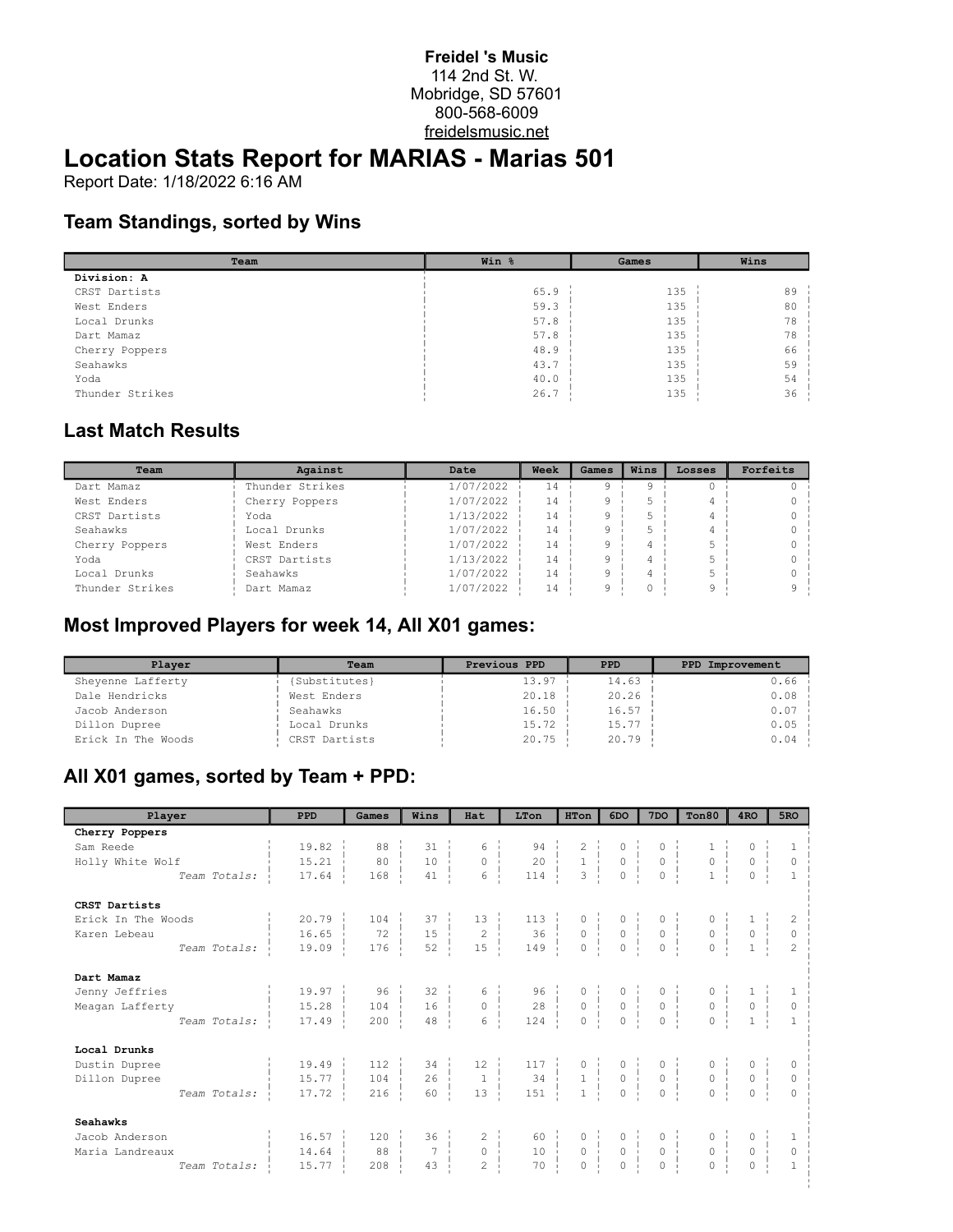**Freidel 's Music**
114 2nd St. W.
Mobridge, SD 57601
800-568-6009
freidelsmusic.net

# Location Stats Report for MARIAS - Marias 501

Report Date: 1/18/2022 6:16 AM

## Team Standings, sorted by Wins

| Team | Win % | Games | Wins |
|---|---|---|---|
| **Division: A** | | | |
| CRST Dartists | 65.9 | 135 | 89 |
| West Enders | 59.3 | 135 | 80 |
| Local Drunks | 57.8 | 135 | 78 |
| Dart Mamaz | 57.8 | 135 | 78 |
| Cherry Poppers | 48.9 | 135 | 66 |
| Seahawks | 43.7 | 135 | 59 |
| Yoda | 40.0 | 135 | 54 |
| Thunder Strikes | 26.7 | 135 | 36 |

## Last Match Results

| Team | Against | Date | Week | Games | Wins | Losses | Forfeits |
|---|---|---|---|---|---|---|---|
| Dart Mamaz | Thunder Strikes | 1/07/2022 | 14 | 9 | 9 | 0 | 0 |
| West Enders | Cherry Poppers | 1/07/2022 | 14 | 9 | 5 | 4 | 0 |
| CRST Dartists | Yoda | 1/13/2022 | 14 | 9 | 5 | 4 | 0 |
| Seahawks | Local Drunks | 1/07/2022 | 14 | 9 | 5 | 4 | 0 |
| Cherry Poppers | West Enders | 1/07/2022 | 14 | 9 | 4 | 5 | 0 |
| Yoda | CRST Dartists | 1/13/2022 | 14 | 9 | 4 | 5 | 0 |
| Local Drunks | Seahawks | 1/07/2022 | 14 | 9 | 4 | 5 | 0 |
| Thunder Strikes | Dart Mamaz | 1/07/2022 | 14 | 9 | 0 | 9 | 9 |

## Most Improved Players for week 14, All X01 games:

| Player | Team | Previous PPD | PPD | PPD Improvement |
|---|---|---|---|---|
| Sheyenne Lafferty | {Substitutes} | 13.97 | 14.63 | 0.66 |
| Dale Hendricks | West Enders | 20.18 | 20.26 | 0.08 |
| Jacob Anderson | Seahawks | 16.50 | 16.57 | 0.07 |
| Dillon Dupree | Local Drunks | 15.72 | 15.77 | 0.05 |
| Erick In The Woods | CRST Dartists | 20.75 | 20.79 | 0.04 |

## All X01 games, sorted by Team + PPD:

| Player | PPD | Games | Wins | Hat | LTon | HTon | 6DO | 7DO | Ton80 | 4RO | 5RO |
|---|---|---|---|---|---|---|---|---|---|---|---|
| **Cherry Poppers** | | | | | | | | | | | |
| Sam Reede | 19.82 | 88 | 31 | 6 | 94 | 2 | 0 | 0 | 1 | 0 | 1 |
| Holly White Wolf | 15.21 | 80 | 10 | 0 | 20 | 1 | 0 | 0 | 0 | 0 | 0 |
| *Team Totals:* | 17.64 | 168 | 41 | 6 | 114 | 3 | 0 | 0 | 1 | 0 | 1 |
| **CRST Dartists** | | | | | | | | | | | |
| Erick In The Woods | 20.79 | 104 | 37 | 13 | 113 | 0 | 0 | 0 | 0 | 1 | 2 |
| Karen Lebeau | 16.65 | 72 | 15 | 2 | 36 | 0 | 0 | 0 | 0 | 0 | 0 |
| *Team Totals:* | 19.09 | 176 | 52 | 15 | 149 | 0 | 0 | 0 | 0 | 1 | 2 |
| **Dart Mamaz** | | | | | | | | | | | |
| Jenny Jeffries | 19.97 | 96 | 32 | 6 | 96 | 0 | 0 | 0 | 0 | 1 | 1 |
| Meagan Lafferty | 15.28 | 104 | 16 | 0 | 28 | 0 | 0 | 0 | 0 | 0 | 0 |
| *Team Totals:* | 17.49 | 200 | 48 | 6 | 124 | 0 | 0 | 0 | 0 | 1 | 1 |
| **Local Drunks** | | | | | | | | | | | |
| Dustin Dupree | 19.49 | 112 | 34 | 12 | 117 | 0 | 0 | 0 | 0 | 0 | 0 |
| Dillon Dupree | 15.77 | 104 | 26 | 1 | 34 | 1 | 0 | 0 | 0 | 0 | 0 |
| *Team Totals:* | 17.72 | 216 | 60 | 13 | 151 | 1 | 0 | 0 | 0 | 0 | 0 |
| **Seahawks** | | | | | | | | | | | |
| Jacob Anderson | 16.57 | 120 | 36 | 2 | 60 | 0 | 0 | 0 | 0 | 0 | 1 |
| Maria Landreaux | 14.64 | 88 | 7 | 0 | 10 | 0 | 0 | 0 | 0 | 0 | 0 |
| *Team Totals:* | 15.77 | 208 | 43 | 2 | 70 | 0 | 0 | 0 | 0 | 0 | 1 |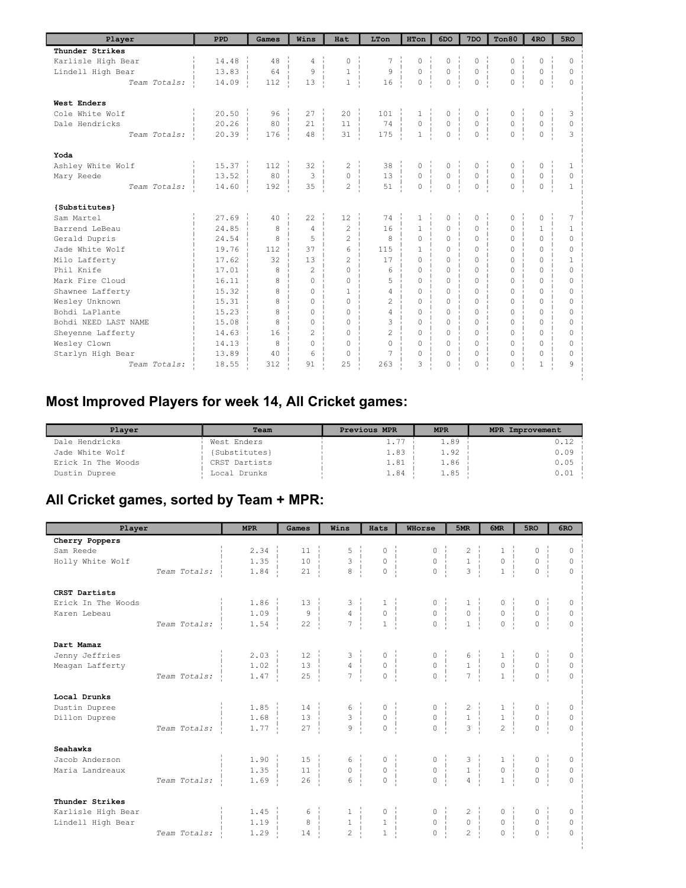| Player | PPD | Games | Wins | Hat | LTon | HTon | 6DO | 7DO | Ton80 | 4RO | 5RO |
|---|---|---|---|---|---|---|---|---|---|---|---|
| **Thunder Strikes** | | | | | | | | | | | |
| Karlisle High Bear | 14.48 | 48 | 4 | 0 | 7 | 0 | 0 | 0 | 0 | 0 | 0 |
| Lindell High Bear | 13.83 | 64 | 9 | 1 | 9 | 0 | 0 | 0 | 0 | 0 | 0 |
| *Team Totals:* | 14.09 | 112 | 13 | 1 | 16 | 0 | 0 | 0 | 0 | 0 | 0 |
| **West Enders** | | | | | | | | | | | |
| Cole White Wolf | 20.50 | 96 | 27 | 20 | 101 | 1 | 0 | 0 | 0 | 0 | 3 |
| Dale Hendricks | 20.26 | 80 | 21 | 11 | 74 | 0 | 0 | 0 | 0 | 0 | 0 |
| *Team Totals:* | 20.39 | 176 | 48 | 31 | 175 | 1 | 0 | 0 | 0 | 0 | 3 |
| **Yoda** | | | | | | | | | | | |
| Ashley White Wolf | 15.37 | 112 | 32 | 2 | 38 | 0 | 0 | 0 | 0 | 0 | 1 |
| Mary Reede | 13.52 | 80 | 3 | 0 | 13 | 0 | 0 | 0 | 0 | 0 | 0 |
| *Team Totals:* | 14.60 | 192 | 35 | 2 | 51 | 0 | 0 | 0 | 0 | 0 | 1 |
| **{Substitutes}** | | | | | | | | | | | |
| Sam Martel | 27.69 | 40 | 22 | 12 | 74 | 1 | 0 | 0 | 0 | 0 | 7 |
| Barrend LeBeau | 24.85 | 8 | 4 | 2 | 16 | 1 | 0 | 0 | 0 | 1 | 1 |
| Gerald Dupris | 24.54 | 8 | 5 | 2 | 8 | 0 | 0 | 0 | 0 | 0 | 0 |
| Jade White Wolf | 19.76 | 112 | 37 | 6 | 115 | 1 | 0 | 0 | 0 | 0 | 0 |
| Milo Lafferty | 17.62 | 32 | 13 | 2 | 17 | 0 | 0 | 0 | 0 | 0 | 1 |
| Phil Knife | 17.01 | 8 | 2 | 0 | 6 | 0 | 0 | 0 | 0 | 0 | 0 |
| Mark Fire Cloud | 16.11 | 8 | 0 | 0 | 5 | 0 | 0 | 0 | 0 | 0 | 0 |
| Shawnee Lafferty | 15.32 | 8 | 0 | 1 | 4 | 0 | 0 | 0 | 0 | 0 | 0 |
| Wesley Unknown | 15.31 | 8 | 0 | 0 | 2 | 0 | 0 | 0 | 0 | 0 | 0 |
| Bohdi LaPlante | 15.23 | 8 | 0 | 0 | 4 | 0 | 0 | 0 | 0 | 0 | 0 |
| Bohdi NEED LAST NAME | 15.08 | 8 | 0 | 0 | 3 | 0 | 0 | 0 | 0 | 0 | 0 |
| Sheyenne Lafferty | 14.63 | 16 | 2 | 0 | 2 | 0 | 0 | 0 | 0 | 0 | 0 |
| Wesley Clown | 14.13 | 8 | 0 | 0 | 0 | 0 | 0 | 0 | 0 | 0 | 0 |
| Starlyn High Bear | 13.89 | 40 | 6 | 0 | 7 | 0 | 0 | 0 | 0 | 0 | 0 |
| *Team Totals:* | 18.55 | 312 | 91 | 25 | 263 | 3 | 0 | 0 | 0 | 1 | 9 |

## Most Improved Players for week 14, All Cricket games:

| Player | Team | Previous MPR | MPR | MPR Improvement |
|---|---|---|---|---|
| Dale Hendricks | West Enders | 1.77 | 1.89 | 0.12 |
| Jade White Wolf | {Substitutes} | 1.83 | 1.92 | 0.09 |
| Erick In The Woods | CRST Dartists | 1.81 | 1.86 | 0.05 |
| Dustin Dupree | Local Drunks | 1.84 | 1.85 | 0.01 |

## All Cricket games, sorted by Team + MPR:

| Player | MPR | Games | Wins | Hats | WHorse | 5MR | 6MR | 5RO | 6RO |
|---|---|---|---|---|---|---|---|---|---|
| **Cherry Poppers** | | | | | | | | | |
| Sam Reede | 2.34 | 11 | 5 | 0 | 0 | 2 | 1 | 0 | 0 |
| Holly White Wolf | 1.35 | 10 | 3 | 0 | 0 | 1 | 0 | 0 | 0 |
| *Team Totals:* | 1.84 | 21 | 8 | 0 | 0 | 3 | 1 | 0 | 0 |
| **CRST Dartists** | | | | | | | | | |
| Erick In The Woods | 1.86 | 13 | 3 | 1 | 0 | 1 | 0 | 0 | 0 |
| Karen Lebeau | 1.09 | 9 | 4 | 0 | 0 | 0 | 0 | 0 | 0 |
| *Team Totals:* | 1.54 | 22 | 7 | 1 | 0 | 1 | 0 | 0 | 0 |
| **Dart Mamaz** | | | | | | | | | |
| Jenny Jeffries | 2.03 | 12 | 3 | 0 | 0 | 6 | 1 | 0 | 0 |
| Meagan Lafferty | 1.02 | 13 | 4 | 0 | 0 | 1 | 0 | 0 | 0 |
| *Team Totals:* | 1.47 | 25 | 7 | 0 | 0 | 7 | 1 | 0 | 0 |
| **Local Drunks** | | | | | | | | | |
| Dustin Dupree | 1.85 | 14 | 6 | 0 | 0 | 2 | 1 | 0 | 0 |
| Dillon Dupree | 1.68 | 13 | 3 | 0 | 0 | 1 | 1 | 0 | 0 |
| *Team Totals:* | 1.77 | 27 | 9 | 0 | 0 | 3 | 2 | 0 | 0 |
| **Seahawks** | | | | | | | | | |
| Jacob Anderson | 1.90 | 15 | 6 | 0 | 0 | 3 | 1 | 0 | 0 |
| Maria Landreaux | 1.35 | 11 | 0 | 0 | 0 | 1 | 0 | 0 | 0 |
| *Team Totals:* | 1.69 | 26 | 6 | 0 | 0 | 4 | 1 | 0 | 0 |
| **Thunder Strikes** | | | | | | | | | |
| Karlisle High Bear | 1.45 | 6 | 1 | 0 | 0 | 2 | 0 | 0 | 0 |
| Lindell High Bear | 1.19 | 8 | 1 | 1 | 0 | 0 | 0 | 0 | 0 |
| *Team Totals:* | 1.29 | 14 | 2 | 1 | 0 | 2 | 0 | 0 | 0 |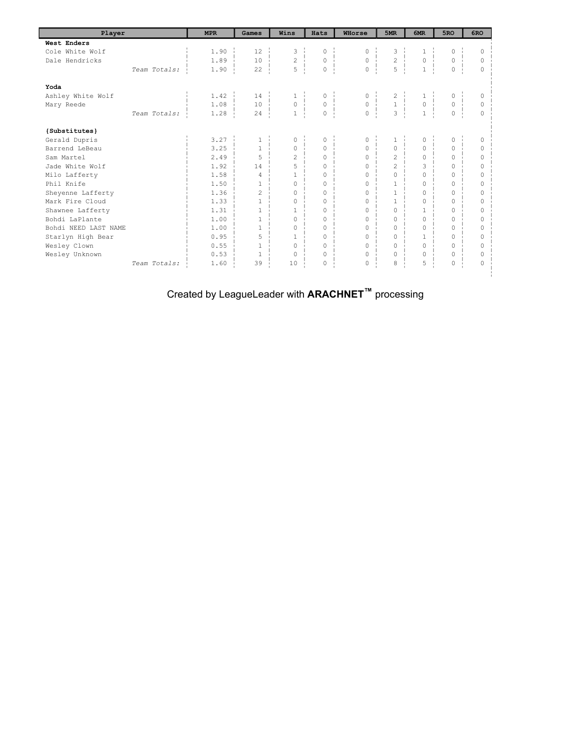| Player | MPR | Games | Wins | Hats | WHorse | 5MR | 6MR | 5RO | 6RO |
|---|---|---|---|---|---|---|---|---|---|
| **West Enders** | | | | | | | | | |
| Cole White Wolf | 1.90 | 12 | 3 | 0 | 0 | 3 | 1 | 0 | 0 |
| Dale Hendricks | 1.89 | 10 | 2 | 0 | 0 | 2 | 0 | 0 | 0 |
| *Team Totals:* | 1.90 | 22 | 5 | 0 | 0 | 5 | 1 | 0 | 0 |
| **Yoda** | | | | | | | | | |
| Ashley White Wolf | 1.42 | 14 | 1 | 0 | 0 | 2 | 1 | 0 | 0 |
| Mary Reede | 1.08 | 10 | 0 | 0 | 0 | 1 | 0 | 0 | 0 |
| *Team Totals:* | 1.28 | 24 | 1 | 0 | 0 | 3 | 1 | 0 | 0 |
| **{Substitutes}** | | | | | | | | | |
| Gerald Dupris | 3.27 | 1 | 0 | 0 | 0 | 1 | 0 | 0 | 0 |
| Barrend LeBeau | 3.25 | 1 | 0 | 0 | 0 | 0 | 0 | 0 | 0 |
| Sam Martel | 2.49 | 5 | 2 | 0 | 0 | 2 | 0 | 0 | 0 |
| Jade White Wolf | 1.92 | 14 | 5 | 0 | 0 | 2 | 3 | 0 | 0 |
| Milo Lafferty | 1.58 | 4 | 1 | 0 | 0 | 0 | 0 | 0 | 0 |
| Phil Knife | 1.50 | 1 | 0 | 0 | 0 | 1 | 0 | 0 | 0 |
| Sheyenne Lafferty | 1.36 | 2 | 0 | 0 | 0 | 1 | 0 | 0 | 0 |
| Mark Fire Cloud | 1.33 | 1 | 0 | 0 | 0 | 1 | 0 | 0 | 0 |
| Shawnee Lafferty | 1.31 | 1 | 1 | 0 | 0 | 0 | 1 | 0 | 0 |
| Bohdi LaPlante | 1.00 | 1 | 0 | 0 | 0 | 0 | 0 | 0 | 0 |
| Bohdi NEED LAST NAME | 1.00 | 1 | 0 | 0 | 0 | 0 | 0 | 0 | 0 |
| Starlyn High Bear | 0.95 | 5 | 1 | 0 | 0 | 0 | 1 | 0 | 0 |
| Wesley Clown | 0.55 | 1 | 0 | 0 | 0 | 0 | 0 | 0 | 0 |
| Wesley Unknown | 0.53 | 1 | 0 | 0 | 0 | 0 | 0 | 0 | 0 |
| *Team Totals:* | 1.60 | 39 | 10 | 0 | 0 | 8 | 5 | 0 | 0 |

Created by LeagueLeader with **ARACHNET™** processing